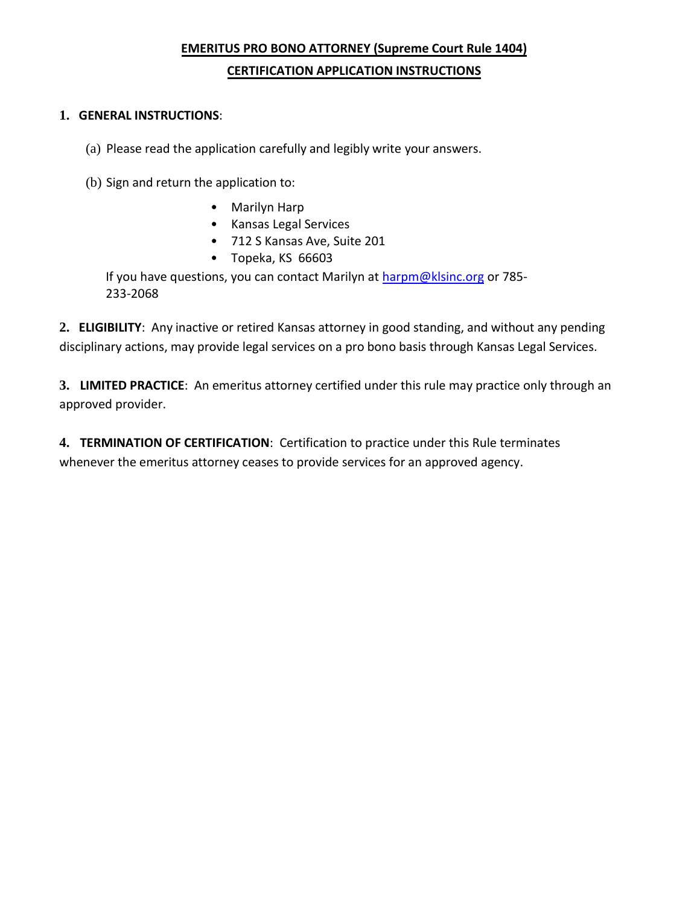# EMERITUS PRO BONO ATTORNEY (Supreme Court Rule 1404)

## CERTIFICATION APPLICATION INSTRUCTIONS

**1. GENERAL INSTRUCTIONS**:

(a) Please read the application carefully and legibly write your answers.

(b) Sign and return the application to:

- Marilyn Harp
- Kansas Legal Services
- 712 S Kansas Ave, Suite 201
- Topeka, KS 66603

If you have questions, you can contact Marilyn at harpm@klsinc.org or 785-233-2068

**2. ELIGIBILITY**: Any inactive or retired Kansas attorney in good standing, and without any pending disciplinary actions, may provide legal services on a pro bono basis through Kansas Legal Services.

**3. LIMITED PRACTICE**: An emeritus attorney certified under this rule may practice only through an approved provider.

**4. TERMINATION OF CERTIFICATION**: Certification to practice under this Rule terminates whenever the emeritus attorney ceases to provide services for an approved agency.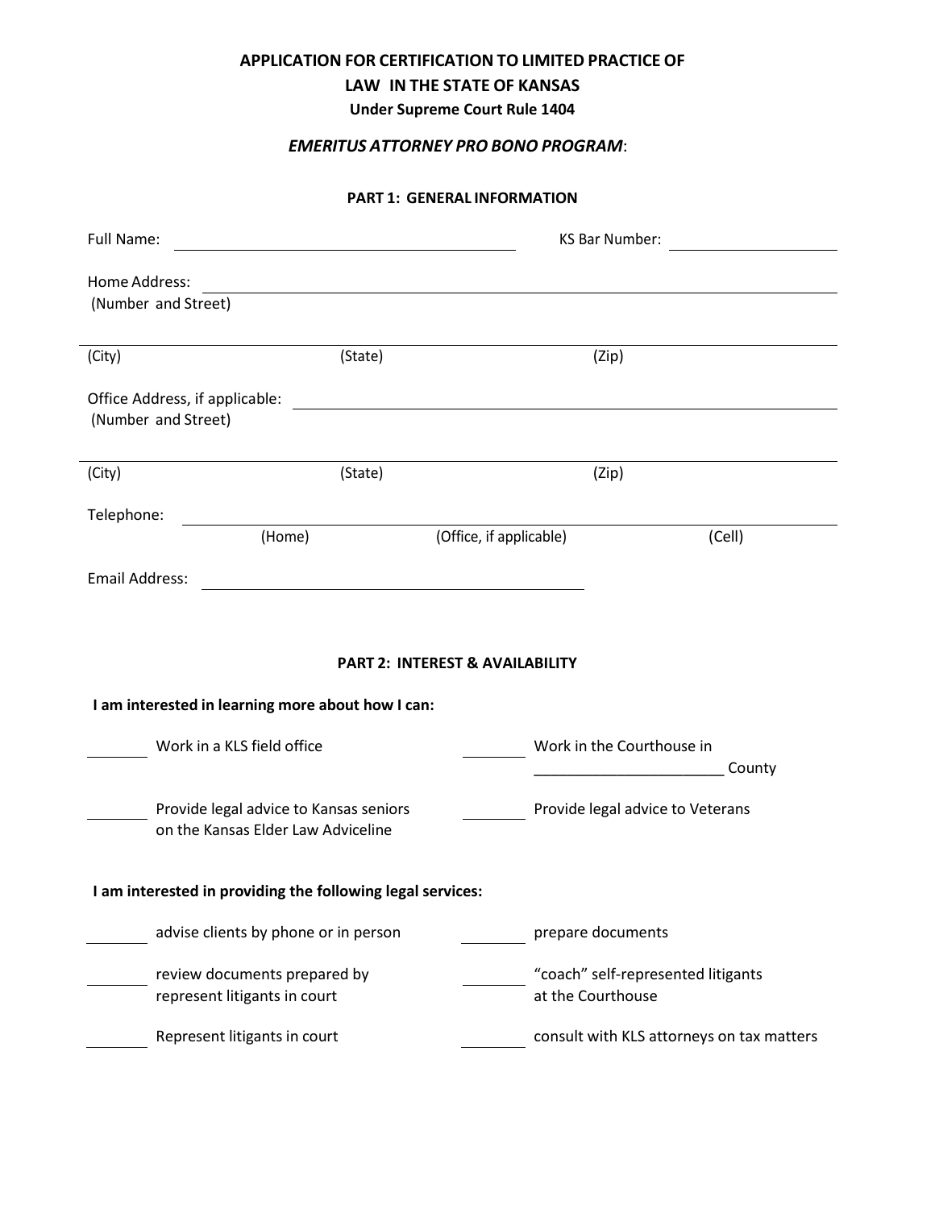## APPLICATION FOR CERTIFICATION TO LIMITED PRACTICE OF LAW IN THE STATE OF KANSAS

**Under Supreme Court Rule 1404**

***EMERITUS ATTORNEY PRO BONO PROGRAM*:**

### PART 1: GENERAL INFORMATION

Full Name: ______________________________ KS Bar Number: ______________

Home Address: ______________________________________________
(Number and Street)

______________________________________________
(City) (State) (Zip)

Office Address, if applicable: ______________________________________________
(Number and Street)

______________________________________________
(City) (State) (Zip)

Telephone: ______________________________________________
(Home) (Office, if applicable) (Cell)

Email Address: ______________________________

### PART 2: INTEREST & AVAILABILITY

**I am interested in learning more about how I can:**

_______ Work in a KLS field office

_______ Work in the Courthouse in ______________________ County

_______ Provide legal advice to Kansas seniors on the Kansas Elder Law Adviceline

_______ Provide legal advice to Veterans

**I am interested in providing the following legal services:**

_______ advise clients by phone or in person

_______ prepare documents

_______ review documents prepared by represent litigants in court

_______ "coach" self-represented litigants at the Courthouse

_______ Represent litigants in court

_______ consult with KLS attorneys on tax matters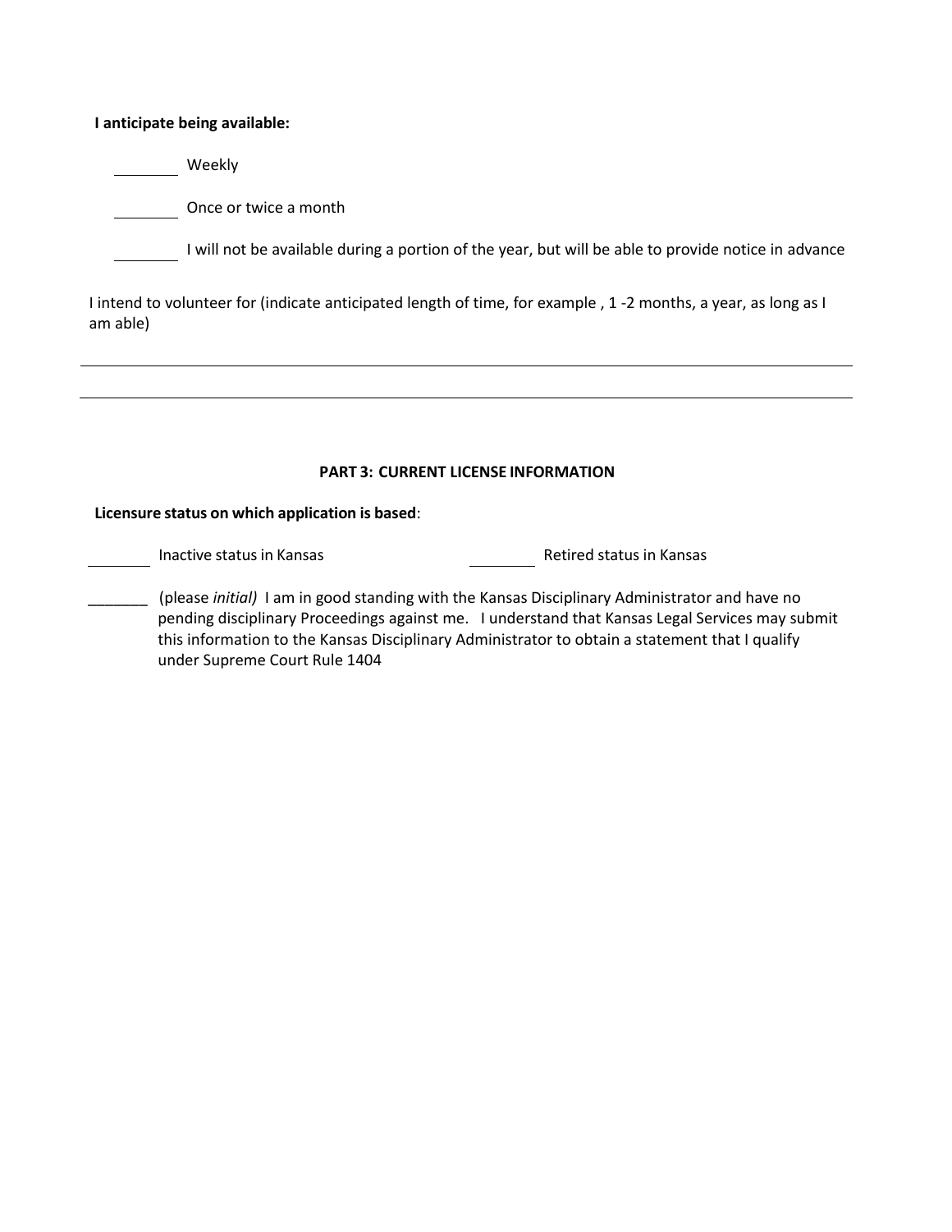**I anticipate being available:**

_______ Weekly

_______ Once or twice a month

_______ I will not be available during a portion of the year, but will be able to provide notice in advance

I intend to volunteer for (indicate anticipated length of time, for example , 1 -2 months, a year, as long as I am able)

_______________________________________________________________________________

_______________________________________________________________________________

## PART 3: CURRENT LICENSE INFORMATION

**Licensure status on which application is based**:

_______ Inactive status in Kansas _______ Retired status in Kansas

_______ (please *initial)* I am in good standing with the Kansas Disciplinary Administrator and have no pending disciplinary Proceedings against me. I understand that Kansas Legal Services may submit this information to the Kansas Disciplinary Administrator to obtain a statement that I qualify under Supreme Court Rule 1404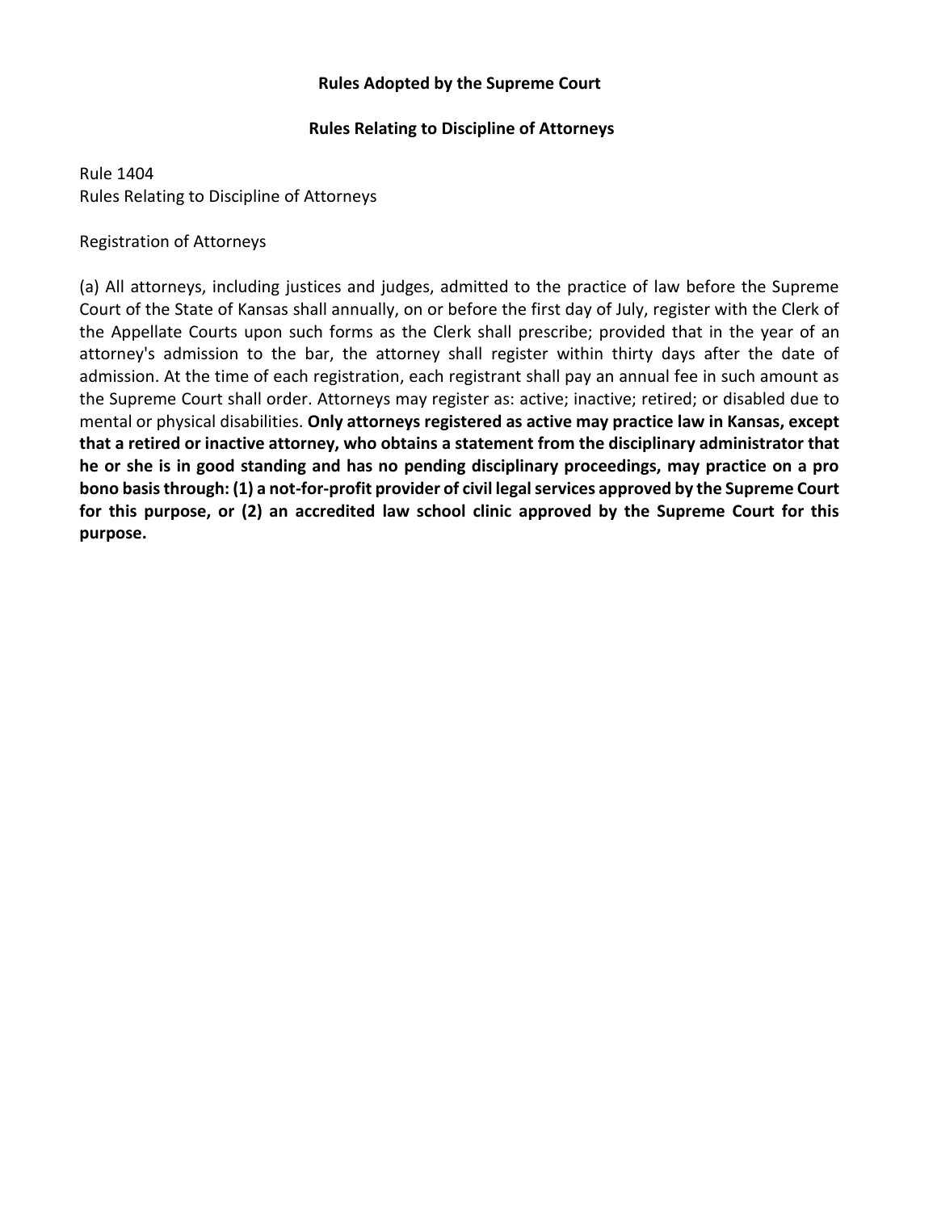**Rules Adopted by the Supreme Court**

**Rules Relating to Discipline of Attorneys**

Rule 1404
Rules Relating to Discipline of Attorneys

Registration of Attorneys

(a) All attorneys, including justices and judges, admitted to the practice of law before the Supreme Court of the State of Kansas shall annually, on or before the first day of July, register with the Clerk of the Appellate Courts upon such forms as the Clerk shall prescribe; provided that in the year of an attorney's admission to the bar, the attorney shall register within thirty days after the date of admission. At the time of each registration, each registrant shall pay an annual fee in such amount as the Supreme Court shall order. Attorneys may register as: active; inactive; retired; or disabled due to mental or physical disabilities. **Only attorneys registered as active may practice law in Kansas, except that a retired or inactive attorney, who obtains a statement from the disciplinary administrator that he or she is in good standing and has no pending disciplinary proceedings, may practice on a pro bono basis through: (1) a not-for-profit provider of civil legal services approved by the Supreme Court for this purpose, or (2) an accredited law school clinic approved by the Supreme Court for this purpose.**